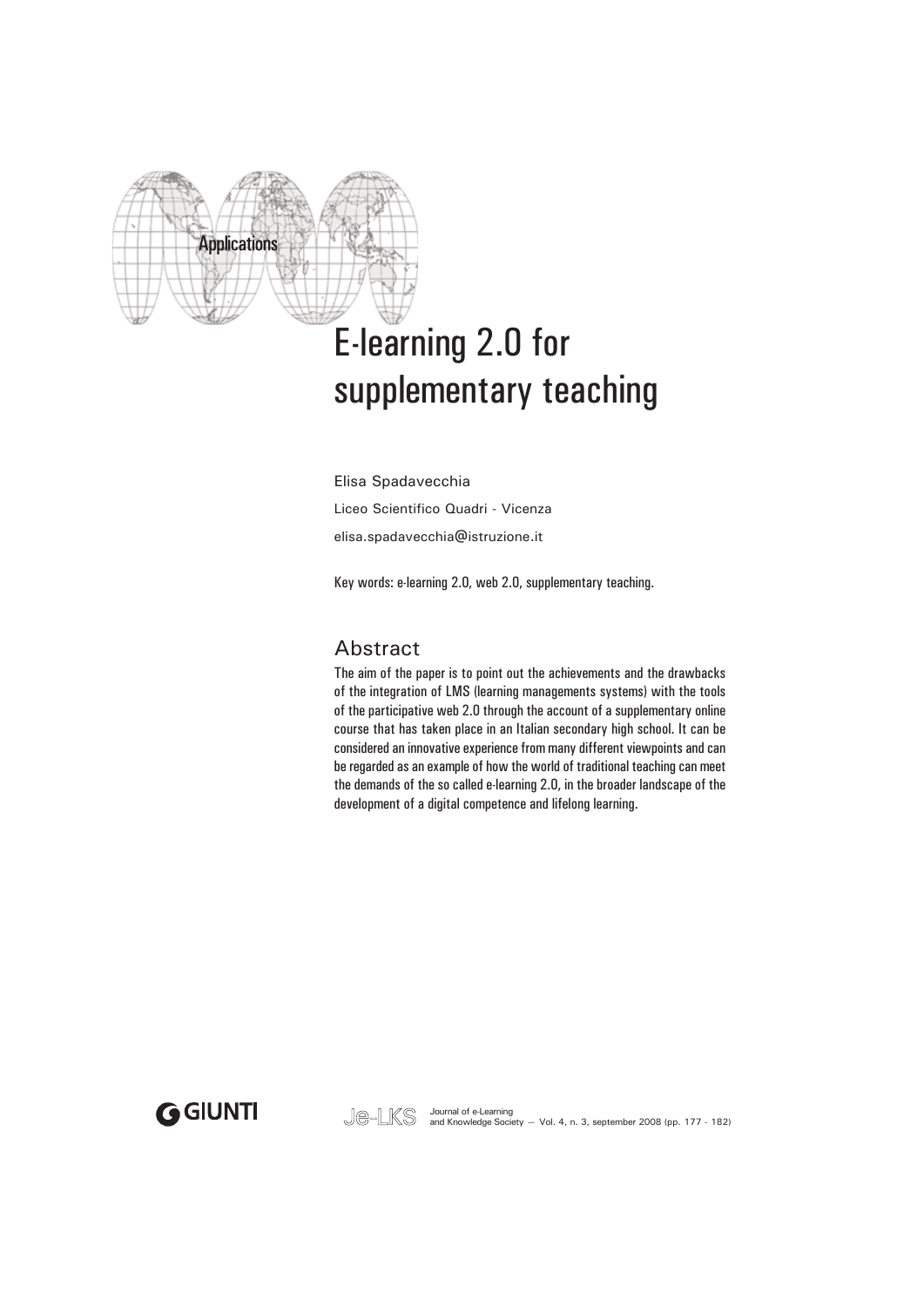Applications

# E-learning 2.0 for supplementary teaching

Elisa Spadavecchia

Liceo Scientifico Quadri - Vicenza

elisa.spadavecchia@istruzione.it

Key words: e-learning 2.0, web 2.0, supplementary teaching.

## Abstract

The aim of the paper is to point out the achievements and the drawbacks of the integration of LMS (learning managements systems) with the tools of the participative web 2.0 through the account of a supplementary online course that has taken place in an Italian secondary high school. It can be considered an innovative experience from many different viewpoints and can be regarded as an example of how the world of traditional teaching can meet the demands of the so called e-learning 2.0, in the broader landscape of the development of a digital competence and lifelong learning.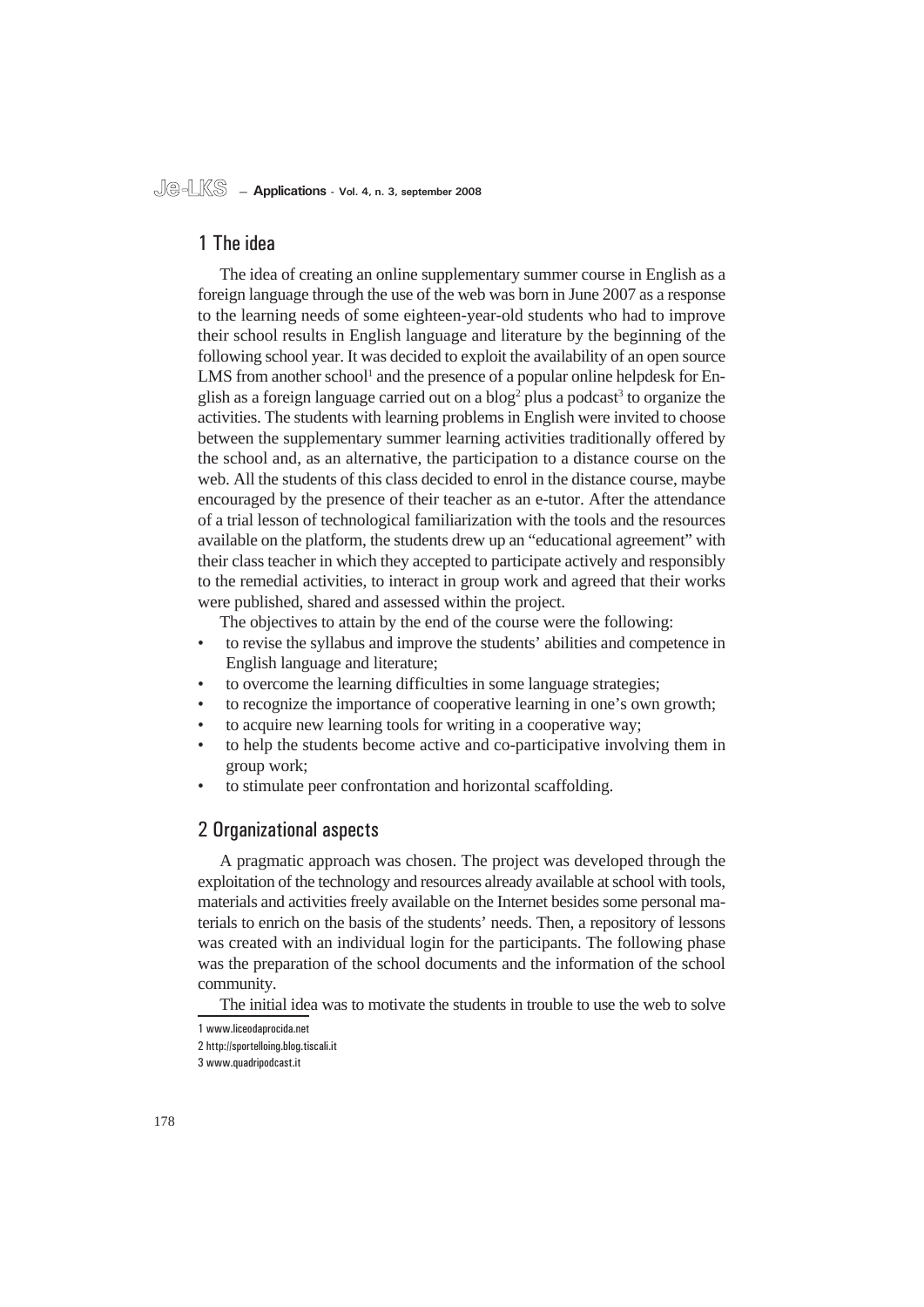## 1 The idea

The idea of creating an online supplementary summer course in English as a foreign language through the use of the web was born in June 2007 as a response to the learning needs of some eighteen-year-old students who had to improve their school results in English language and literature by the beginning of the following school year. It was decided to exploit the availability of an open source LMS from another school[1] and the presence of a popular online helpdesk for English as a foreign language carried out on a blog[2] plus a podcast[3] to organize the activities. The students with learning problems in English were invited to choose between the supplementary summer learning activities traditionally offered by the school and, as an alternative, the participation to a distance course on the web. All the students of this class decided to enrol in the distance course, maybe encouraged by the presence of their teacher as an e-tutor. After the attendance of a trial lesson of technological familiarization with the tools and the resources available on the platform, the students drew up an "educational agreement" with their class teacher in which they accepted to participate actively and responsibly to the remedial activities, to interact in group work and agreed that their works were published, shared and assessed within the project.

The objectives to attain by the end of the course were the following:

- to revise the syllabus and improve the students' abilities and competence in English language and literature;
- to overcome the learning difficulties in some language strategies;
- to recognize the importance of cooperative learning in one's own growth;
- to acquire new learning tools for writing in a cooperative way;
- to help the students become active and co-participative involving them in group work;
- to stimulate peer confrontation and horizontal scaffolding.

## 2 Organizational aspects

A pragmatic approach was chosen. The project was developed through the exploitation of the technology and resources already available at school with tools, materials and activities freely available on the Internet besides some personal materials to enrich on the basis of the students' needs. Then, a repository of lessons was created with an individual login for the participants. The following phase was the preparation of the school documents and the information of the school community.

The initial idea was to motivate the students in trouble to use the web to solve

1 www.liceodaprocida.net

2 http://sportelloing.blog.tiscali.it

3 www.quadripodcast.it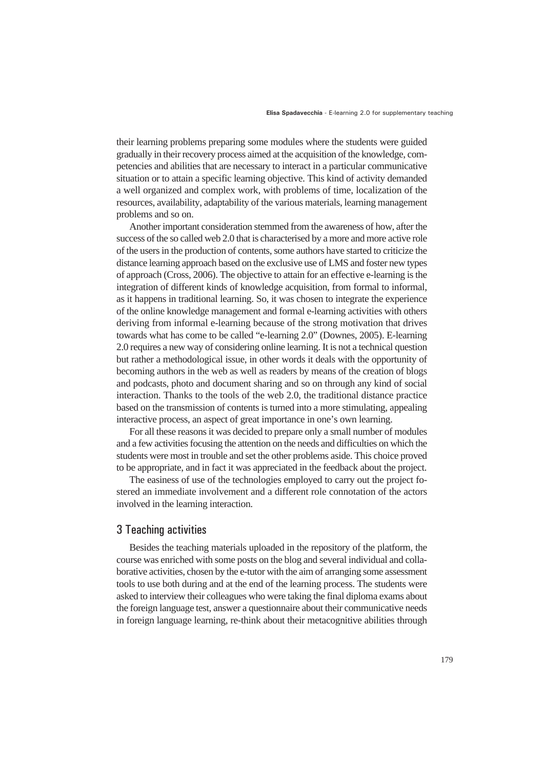their learning problems preparing some modules where the students were guided gradually in their recovery process aimed at the acquisition of the knowledge, competencies and abilities that are necessary to interact in a particular communicative situation or to attain a specific learning objective. This kind of activity demanded a well organized and complex work, with problems of time, localization of the resources, availability, adaptability of the various materials, learning management problems and so on.

Another important consideration stemmed from the awareness of how, after the success of the so called web 2.0 that is characterised by a more and more active role of the users in the production of contents, some authors have started to criticize the distance learning approach based on the exclusive use of LMS and foster new types of approach (Cross, 2006). The objective to attain for an effective e-learning is the integration of different kinds of knowledge acquisition, from formal to informal, as it happens in traditional learning. So, it was chosen to integrate the experience of the online knowledge management and formal e-learning activities with others deriving from informal e-learning because of the strong motivation that drives towards what has come to be called "e-learning 2.0" (Downes, 2005). E-learning 2.0 requires a new way of considering online learning. It is not a technical question but rather a methodological issue, in other words it deals with the opportunity of becoming authors in the web as well as readers by means of the creation of blogs and podcasts, photo and document sharing and so on through any kind of social interaction. Thanks to the tools of the web 2.0, the traditional distance practice based on the transmission of contents is turned into a more stimulating, appealing interactive process, an aspect of great importance in one's own learning.

For all these reasons it was decided to prepare only a small number of modules and a few activities focusing the attention on the needs and difficulties on which the students were most in trouble and set the other problems aside. This choice proved to be appropriate, and in fact it was appreciated in the feedback about the project.

The easiness of use of the technologies employed to carry out the project fostered an immediate involvement and a different role connotation of the actors involved in the learning interaction.

## 3 Teaching activities

Besides the teaching materials uploaded in the repository of the platform, the course was enriched with some posts on the blog and several individual and collaborative activities, chosen by the e-tutor with the aim of arranging some assessment tools to use both during and at the end of the learning process. The students were asked to interview their colleagues who were taking the final diploma exams about the foreign language test, answer a questionnaire about their communicative needs in foreign language learning, re-think about their metacognitive abilities through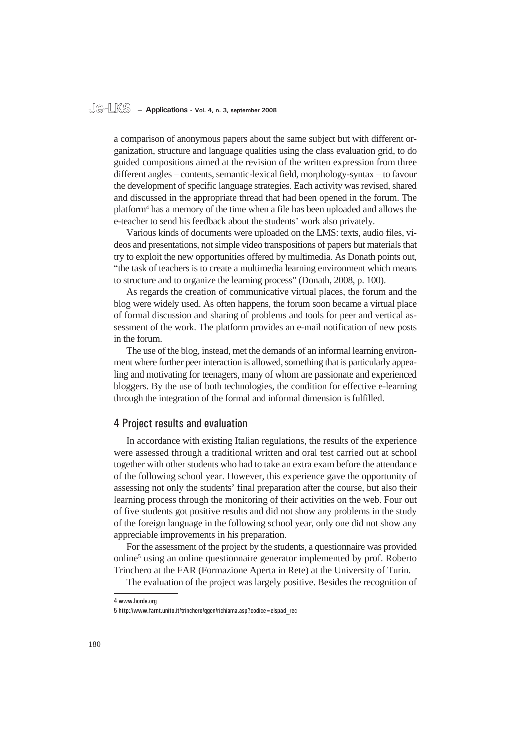a comparison of anonymous papers about the same subject but with different organization, structure and language qualities using the class evaluation grid, to do guided compositions aimed at the revision of the written expression from three different angles – contents, semantic-lexical field, morphology-syntax – to favour the development of specific language strategies. Each activity was revised, shared and discussed in the appropriate thread that had been opened in the forum. The platform[4] has a memory of the time when a file has been uploaded and allows the e-teacher to send his feedback about the students' work also privately.

Various kinds of documents were uploaded on the LMS: texts, audio files, videos and presentations, not simple video transpositions of papers but materials that try to exploit the new opportunities offered by multimedia. As Donath points out, "the task of teachers is to create a multimedia learning environment which means to structure and to organize the learning process" (Donath, 2008, p. 100).

As regards the creation of communicative virtual places, the forum and the blog were widely used. As often happens, the forum soon became a virtual place of formal discussion and sharing of problems and tools for peer and vertical assessment of the work. The platform provides an e-mail notification of new posts in the forum.

The use of the blog, instead, met the demands of an informal learning environment where further peer interaction is allowed, something that is particularly appealing and motivating for teenagers, many of whom are passionate and experienced bloggers. By the use of both technologies, the condition for effective e-learning through the integration of the formal and informal dimension is fulfilled.

## 4 Project results and evaluation

In accordance with existing Italian regulations, the results of the experience were assessed through a traditional written and oral test carried out at school together with other students who had to take an extra exam before the attendance of the following school year. However, this experience gave the opportunity of assessing not only the students' final preparation after the course, but also their learning process through the monitoring of their activities on the web. Four out of five students got positive results and did not show any problems in the study of the foreign language in the following school year, only one did not show any appreciable improvements in his preparation.

For the assessment of the project by the students, a questionnaire was provided online[5] using an online questionnaire generator implemented by prof. Roberto Trinchero at the FAR (Formazione Aperta in Rete) at the University of Turin.

The evaluation of the project was largely positive. Besides the recognition of

---

4 www.horde.org

5 http://www.farnt.unito.it/trinchero/qgen/richiama.asp?codice=elspad_rec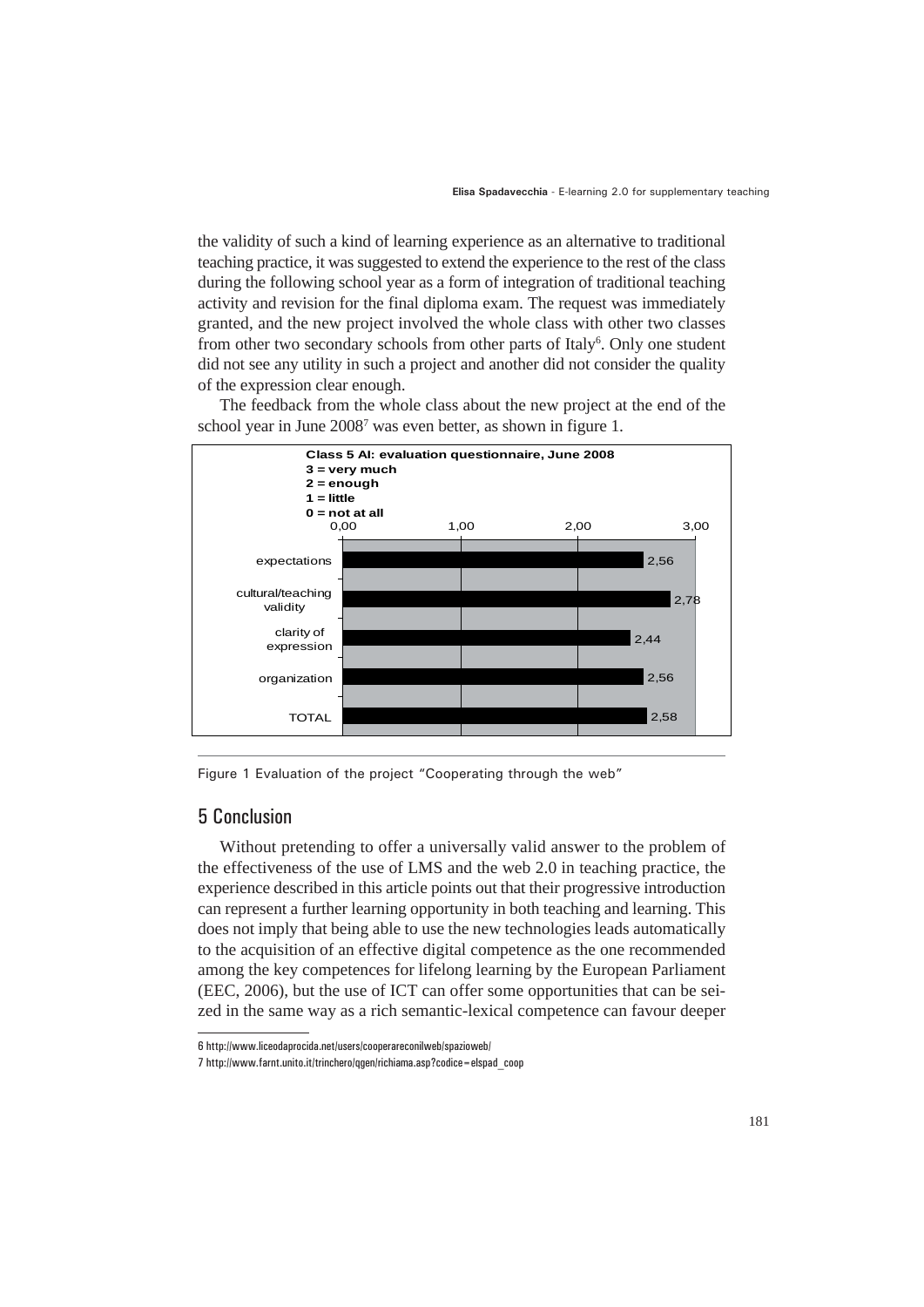the validity of such a kind of learning experience as an alternative to traditional teaching practice, it was suggested to extend the experience to the rest of the class during the following school year as a form of integration of traditional teaching activity and revision for the final diploma exam. The request was immediately granted, and the new project involved the whole class with other two classes from other two secondary schools from other parts of Italy[6]. Only one student did not see any utility in such a project and another did not consider the quality of the expression clear enough.

The feedback from the whole class about the new project at the end of the school year in June 2008[7] was even better, as shown in figure 1.

**Class 5 AI: evaluation questionnaire, June 2008**
**3 = very much**
**2 = enough**
**1 = little**
**0 = not at all**

| | Score |
|---|---|
| expectations | 2,56 |
| cultural/teaching validity | 2,78 |
| clarity of expression | 2,44 |
| organization | 2,56 |
| TOTAL | 2,58 |

Figure 1 Evaluation of the project "Cooperating through the web"

## 5 Conclusion

Without pretending to offer a universally valid answer to the problem of the effectiveness of the use of LMS and the web 2.0 in teaching practice, the experience described in this article points out that their progressive introduction can represent a further learning opportunity in both teaching and learning. This does not imply that being able to use the new technologies leads automatically to the acquisition of an effective digital competence as the one recommended among the key competences for lifelong learning by the European Parliament (EEC, 2006), but the use of ICT can offer some opportunities that can be seized in the same way as a rich semantic-lexical competence can favour deeper

6 http://www.liceodaprocida.net/users/cooperareconilweb/spazioweb/

7 http://www.farnt.unito.it/trinchero/qgen/richiama.asp?codice=elspad_coop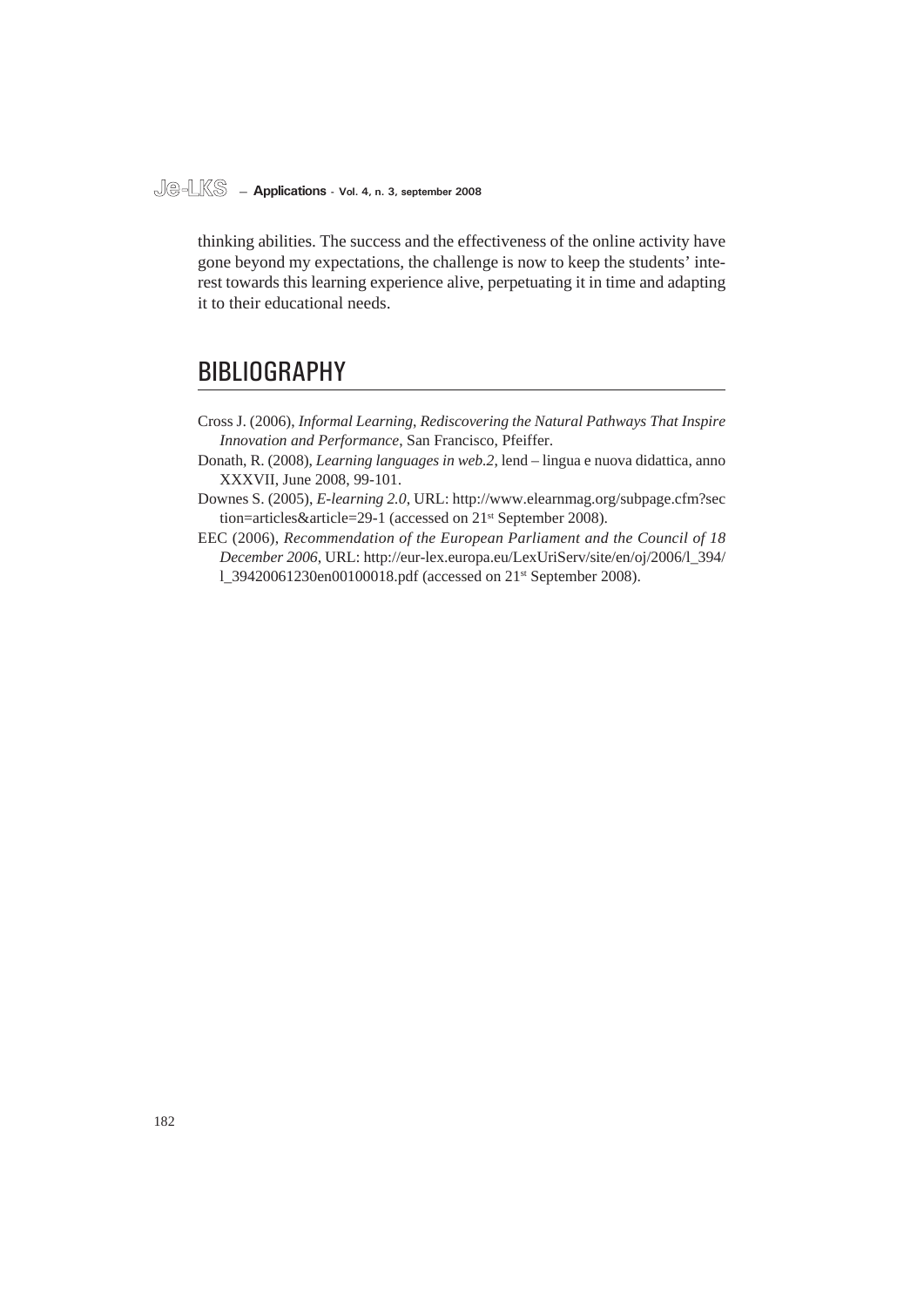thinking abilities. The success and the effectiveness of the online activity have gone beyond my expectations, the challenge is now to keep the students' interest towards this learning experience alive, perpetuating it in time and adapting it to their educational needs.

## BIBLIOGRAPHY

Cross J. (2006), *Informal Learning, Rediscovering the Natural Pathways That Inspire Innovation and Performance*, San Francisco, Pfeiffer.

Donath, R. (2008), *Learning languages in web.2*, lend – lingua e nuova didattica, anno XXXVII, June 2008, 99-101.

Downes S. (2005), *E-learning 2.0*, URL: http://www.elearnmag.org/subpage.cfm?section=articles&article=29-1 (accessed on 21st September 2008).

EEC (2006), *Recommendation of the European Parliament and the Council of 18 December 2006*, URL: http://eur-lex.europa.eu/LexUriServ/site/en/oj/2006/l_394/l_39420061230en00100018.pdf (accessed on 21st September 2008).